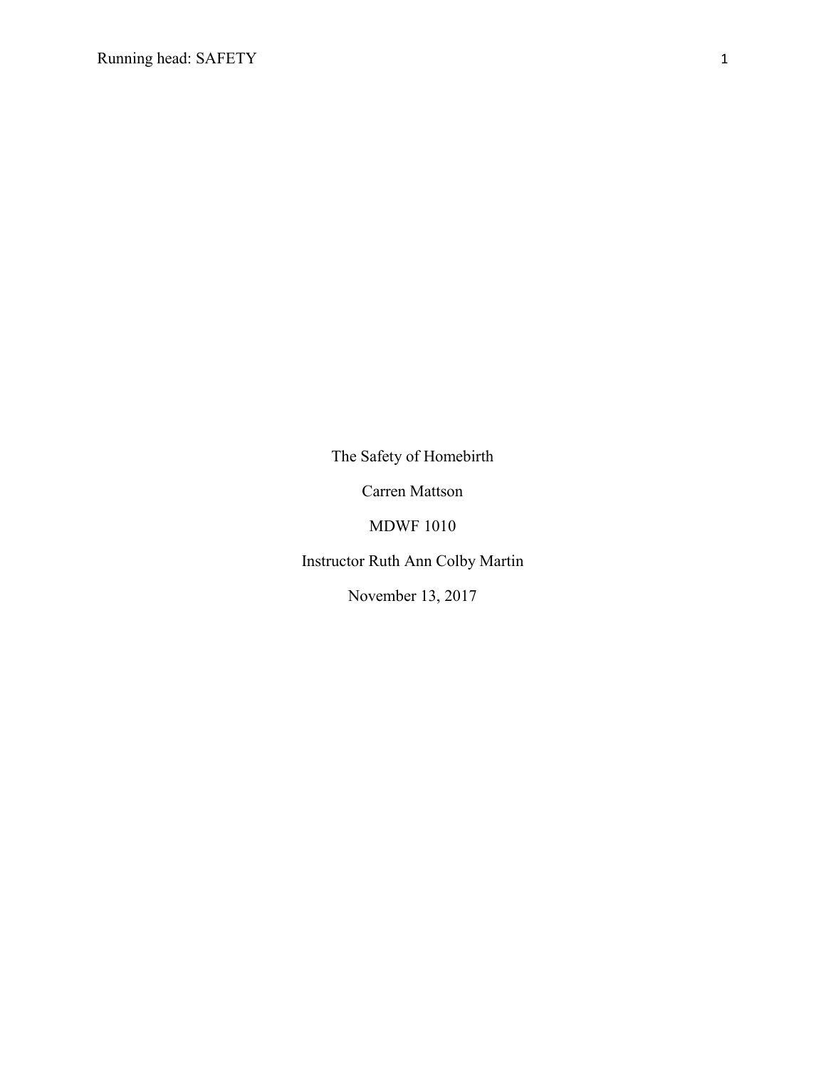The Safety of Homebirth

Carren Mattson

MDWF 1010

Instructor Ruth Ann Colby Martin

November 13, 2017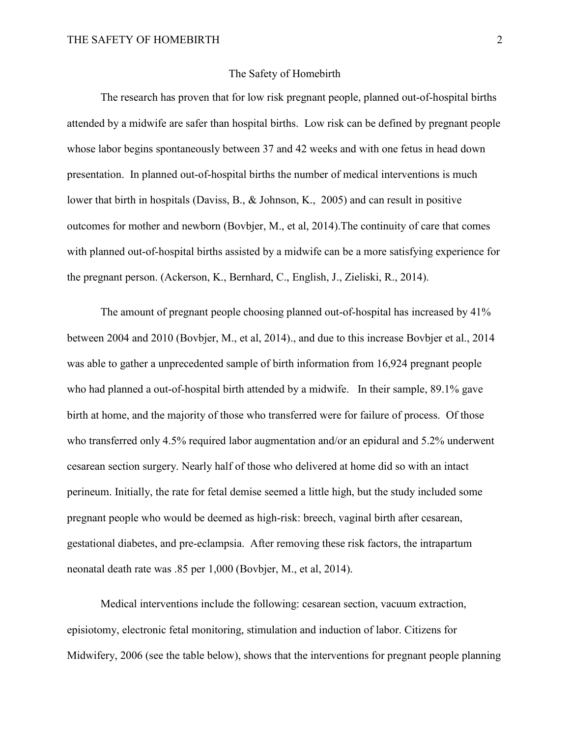# The Safety of Homebirth

The research has proven that for low risk pregnant people, planned out-of-hospital births attended by a midwife are safer than hospital births. Low risk can be defined by pregnant people whose labor begins spontaneously between 37 and 42 weeks and with one fetus in head down presentation. In planned out-of-hospital births the number of medical interventions is much lower that birth in hospitals (Daviss, B., & Johnson, K., 2005) and can result in positive outcomes for mother and newborn (Bovbjer, M., et al, 2014).The continuity of care that comes with planned out-of-hospital births assisted by a midwife can be a more satisfying experience for the pregnant person. (Ackerson, K., Bernhard, C., English, J., Zieliski, R., 2014).

The amount of pregnant people choosing planned out-of-hospital has increased by 41% between 2004 and 2010 (Bovbjer, M., et al, 2014)., and due to this increase Bovbjer et al., 2014 was able to gather a unprecedented sample of birth information from 16,924 pregnant people who had planned a out-of-hospital birth attended by a midwife. In their sample, 89.1% gave birth at home, and the majority of those who transferred were for failure of process. Of those who transferred only 4.5% required labor augmentation and/or an epidural and 5.2% underwent cesarean section surgery. Nearly half of those who delivered at home did so with an intact perineum. Initially, the rate for fetal demise seemed a little high, but the study included some pregnant people who would be deemed as high-risk: breech, vaginal birth after cesarean, gestational diabetes, and pre-eclampsia. After removing these risk factors, the intrapartum neonatal death rate was .85 per 1,000 (Bovbjer, M., et al, 2014).

Medical interventions include the following: cesarean section, vacuum extraction, episiotomy, electronic fetal monitoring, stimulation and induction of labor. Citizens for Midwifery, 2006 (see the table below), shows that the interventions for pregnant people planning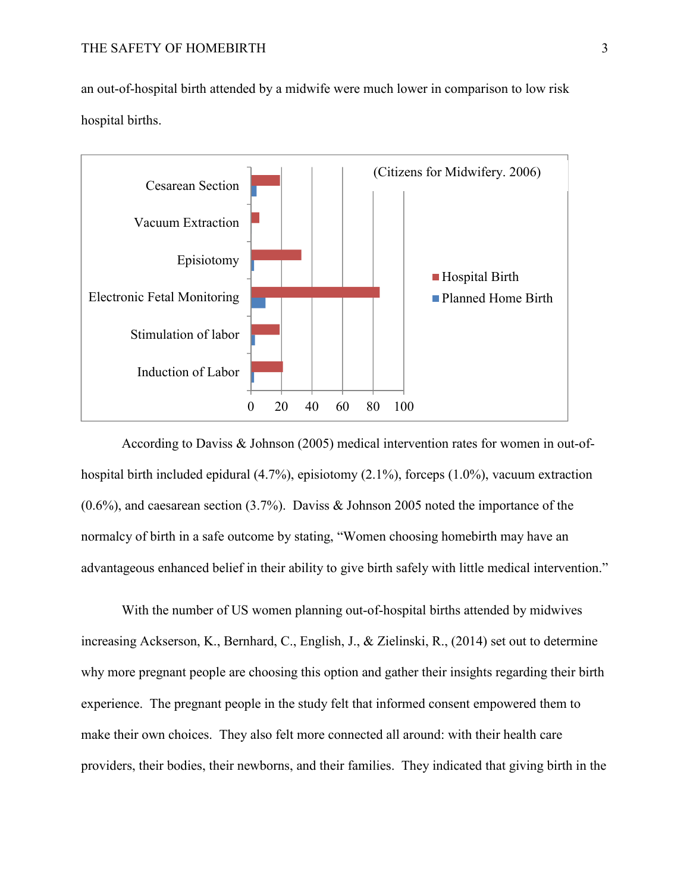an out-of-hospital birth attended by a midwife were much lower in comparison to low risk hospital births.

(Citizens for Midwifery. 2006)

Cesarean Section

Vacuum Extraction

Episiotomy

Electronic Fetal Monitoring

Stimulation of labor

Induction of Labor

0 20 40 60 80 100

Hospital Birth

Planned Home Birth

According to Daviss & Johnson (2005) medical intervention rates for women in out-of-hospital birth included epidural (4.7%), episiotomy (2.1%), forceps (1.0%), vacuum extraction (0.6%), and caesarean section (3.7%). Daviss & Johnson 2005 noted the importance of the normalcy of birth in a safe outcome by stating, "Women choosing homebirth may have an advantageous enhanced belief in their ability to give birth safely with little medical intervention."

With the number of US women planning out-of-hospital births attended by midwives increasing Ackserson, K., Bernhard, C., English, J., & Zielinski, R., (2014) set out to determine why more pregnant people are choosing this option and gather their insights regarding their birth experience. The pregnant people in the study felt that informed consent empowered them to make their own choices. They also felt more connected all around: with their health care providers, their bodies, their newborns, and their families. They indicated that giving birth in the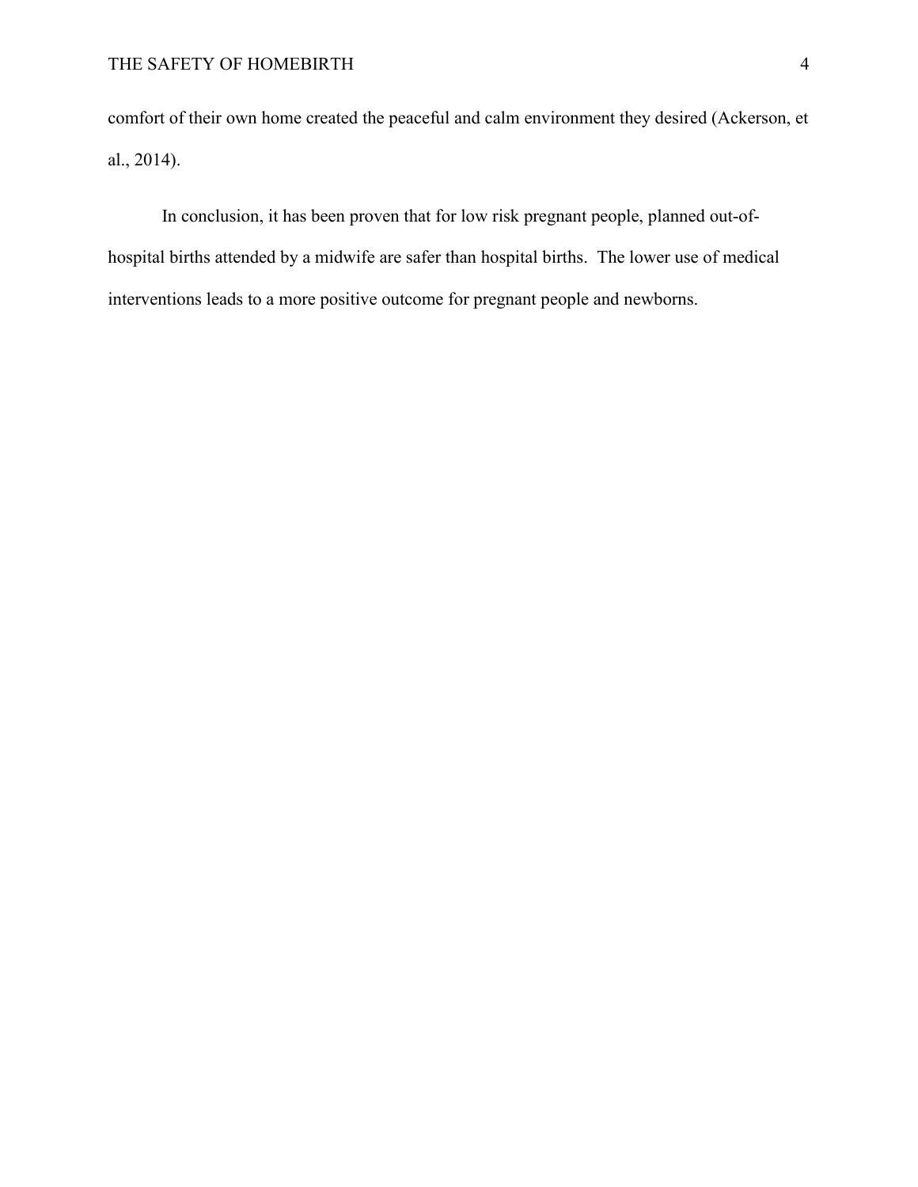comfort of their own home created the peaceful and calm environment they desired (Ackerson, et al., 2014).

In conclusion, it has been proven that for low risk pregnant people, planned out-of-hospital births attended by a midwife are safer than hospital births. The lower use of medical interventions leads to a more positive outcome for pregnant people and newborns.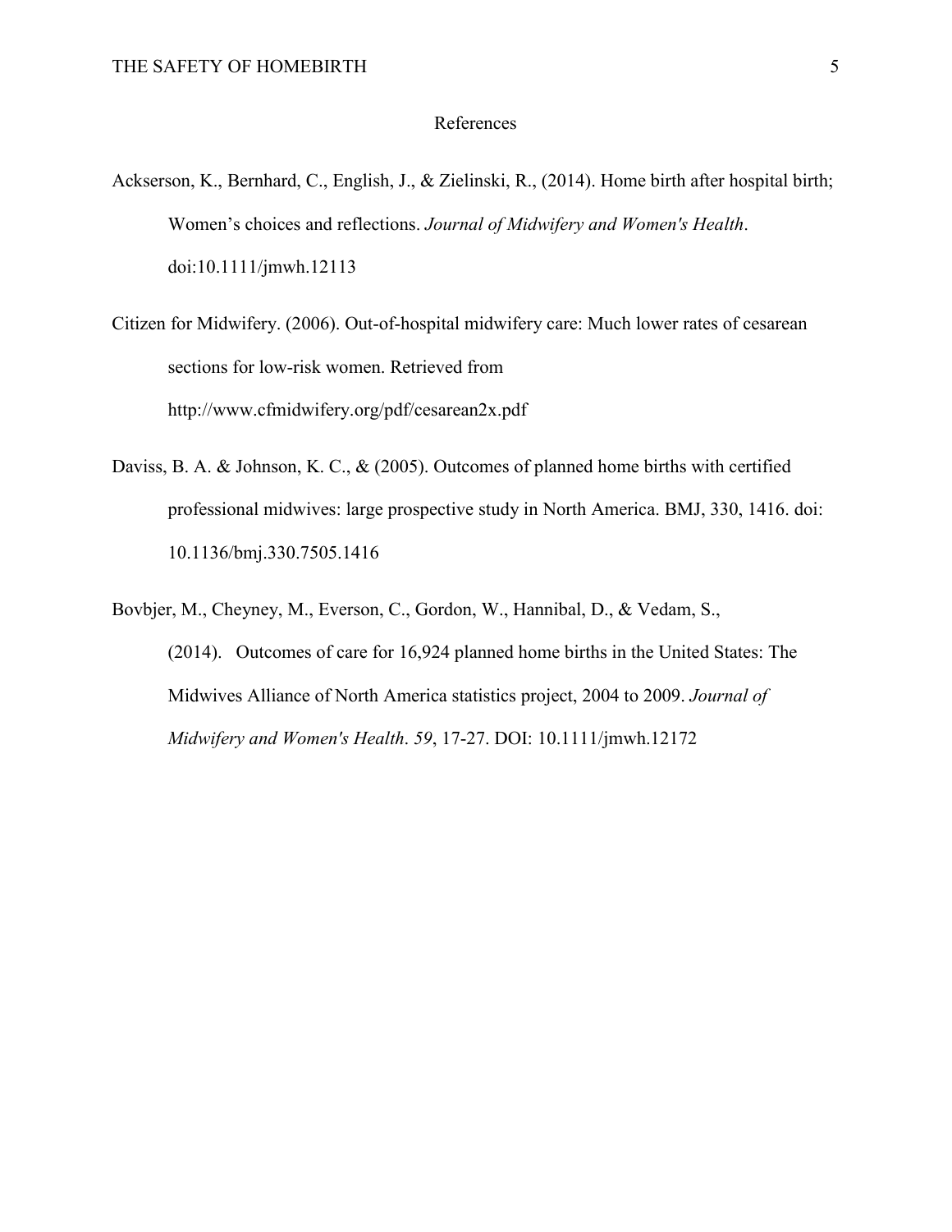# References

Ackserson, K., Bernhard, C., English, J., & Zielinski, R., (2014). Home birth after hospital birth; Women's choices and reflections. *Journal of Midwifery and Women's Health*. doi:10.1111/jmwh.12113

Citizen for Midwifery. (2006). Out-of-hospital midwifery care: Much lower rates of cesarean sections for low-risk women. Retrieved from http://www.cfmidwifery.org/pdf/cesarean2x.pdf

Daviss, B. A. & Johnson, K. C., & (2005). Outcomes of planned home births with certified professional midwives: large prospective study in North America. BMJ, 330, 1416. doi: 10.1136/bmj.330.7505.1416

Bovbjer, M., Cheyney, M., Everson, C., Gordon, W., Hannibal, D., & Vedam, S., (2014). Outcomes of care for 16,924 planned home births in the United States: The Midwives Alliance of North America statistics project, 2004 to 2009. *Journal of Midwifery and Women's Health*. *59*, 17-27. DOI: 10.1111/jmwh.12172